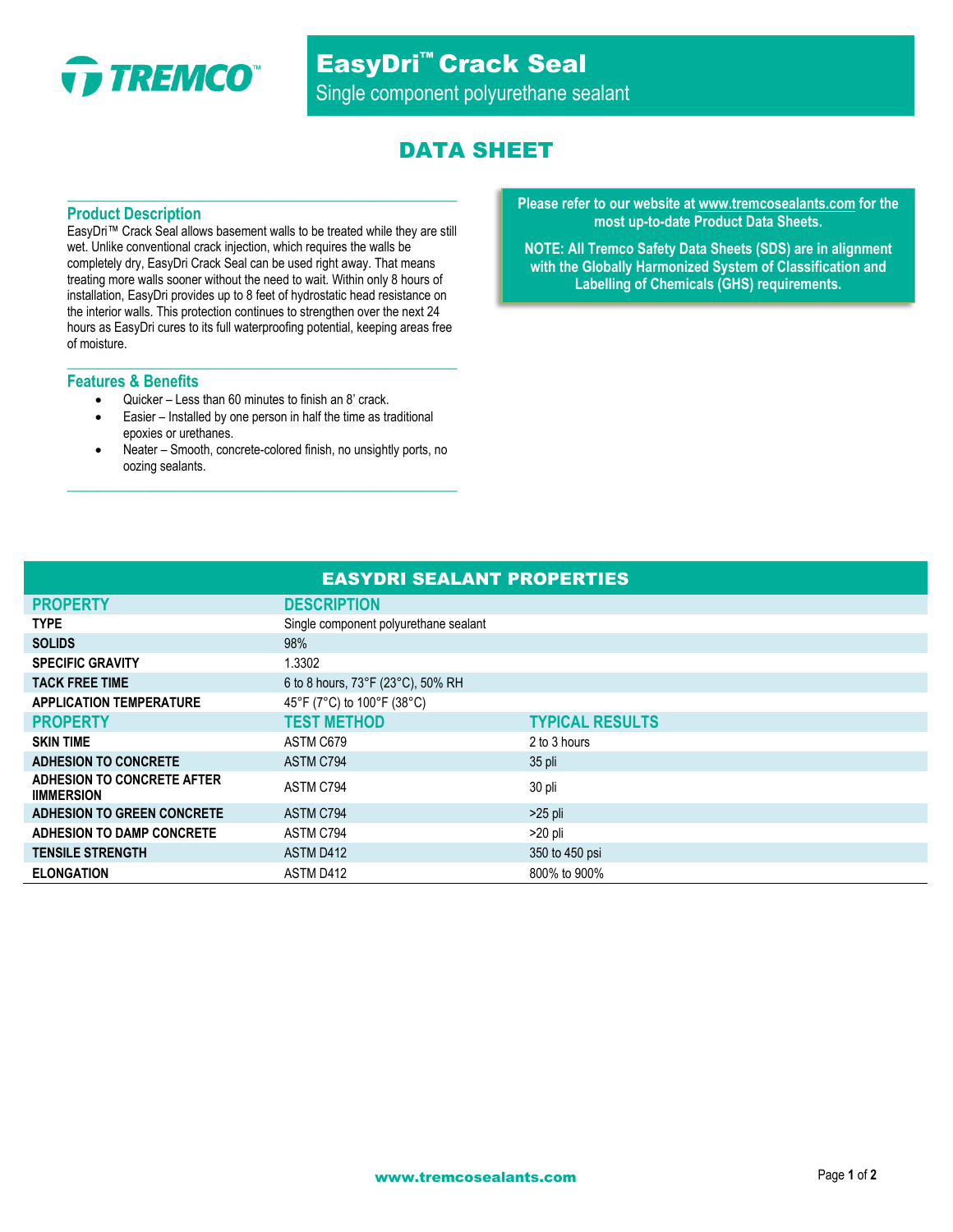# EasyDri™ Crack Seal

Single component polyurethane sealant

## DATA SHEET

### Product Description

EasyDri™ Crack Seal allows basement walls to be treated while they are still wet. Unlike conventional crack injection, which requires the walls be completely dry, EasyDri Crack Seal can be used right away. That means treating more walls sooner without the need to wait. Within only 8 hours of installation, EasyDri provides up to 8 feet of hydrostatic head resistance on the interior walls. This protection continues to strengthen over the next 24 hours as EasyDri cures to its full waterproofing potential, keeping areas free of moisture.

### Features & Benefits

- Quicker – Less than 60 minutes to finish an 8' crack.
- Easier – Installed by one person in half the time as traditional epoxies or urethanes.
- Neater – Smooth, concrete-colored finish, no unsightly ports, no oozing sealants.

**Please refer to our website at www.tremcosealants.com for the most up-to-date Product Data Sheets.**

**NOTE: All Tremco Safety Data Sheets (SDS) are in alignment with the Globally Harmonized System of Classification and Labelling of Chemicals (GHS) requirements.**

### EASYDRI SEALANT PROPERTIES

| PROPERTY | DESCRIPTION | |
|---|---|---|
| TYPE | Single component polyurethane sealant | |
| SOLIDS | 98% | |
| SPECIFIC GRAVITY | 1.3302 | |
| TACK FREE TIME | 6 to 8 hours, 73°F (23°C), 50% RH | |
| APPLICATION TEMPERATURE | 45°F (7°C) to 100°F (38°C) | |
| **PROPERTY** | **TEST METHOD** | **TYPICAL RESULTS** |
| SKIN TIME | ASTM C679 | 2 to 3 hours |
| ADHESION TO CONCRETE | ASTM C794 | 35 pli |
| ADHESION TO CONCRETE AFTER IIMMERSION | ASTM C794 | 30 pli |
| ADHESION TO GREEN CONCRETE | ASTM C794 | >25 pli |
| ADHESION TO DAMP CONCRETE | ASTM C794 | >20 pli |
| TENSILE STRENGTH | ASTM D412 | 350 to 450 psi |
| ELONGATION | ASTM D412 | 800% to 900% |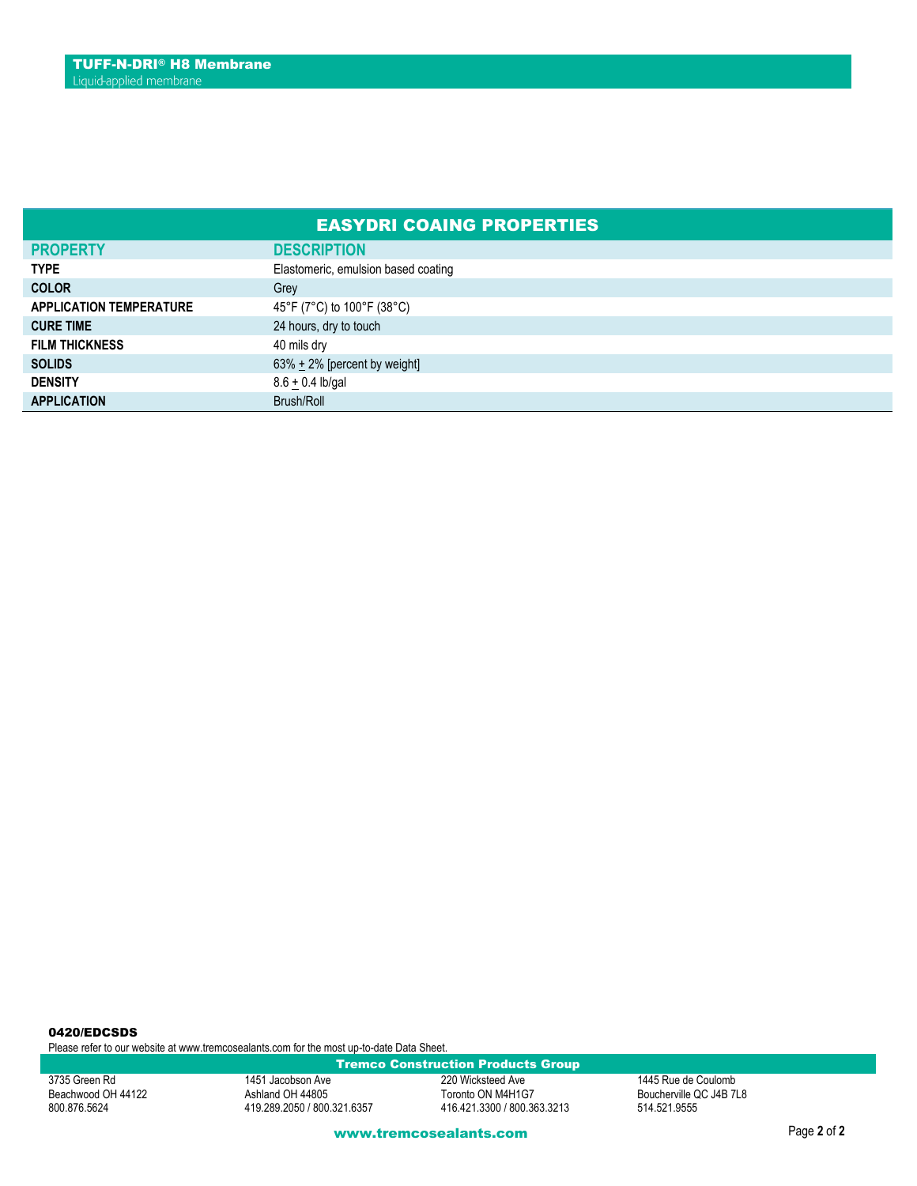## EASYDRI COAING PROPERTIES

| PROPERTY | DESCRIPTION |
| --- | --- |
| **TYPE** | Elastomeric, emulsion based coating |
| **COLOR** | Grey |
| **APPLICATION TEMPERATURE** | 45°F (7°C) to 100°F (38°C) |
| **CURE TIME** | 24 hours, dry to touch |
| **FILM THICKNESS** | 40 mils dry |
| **SOLIDS** | 63% ± 2% [percent by weight] |
| **DENSITY** | 8.6 ± 0.4 lb/gal |
| **APPLICATION** | Brush/Roll |

**0420/EDCSDS**

Please refer to our website at www.tremcosealants.com for the most up-to-date Data Sheet.

**Tremco Construction Products Group**

3735 Green Rd
Beachwood OH 44122
800.876.5624

1451 Jacobson Ave
Ashland OH 44805
419.289.2050 / 800.321.6357

220 Wicksteed Ave
Toronto ON M4H1G7
416.421.3300 / 800.363.3213

1445 Rue de Coulomb
Boucherville QC J4B 7L8
514.521.9555

www.tremcosealants.com